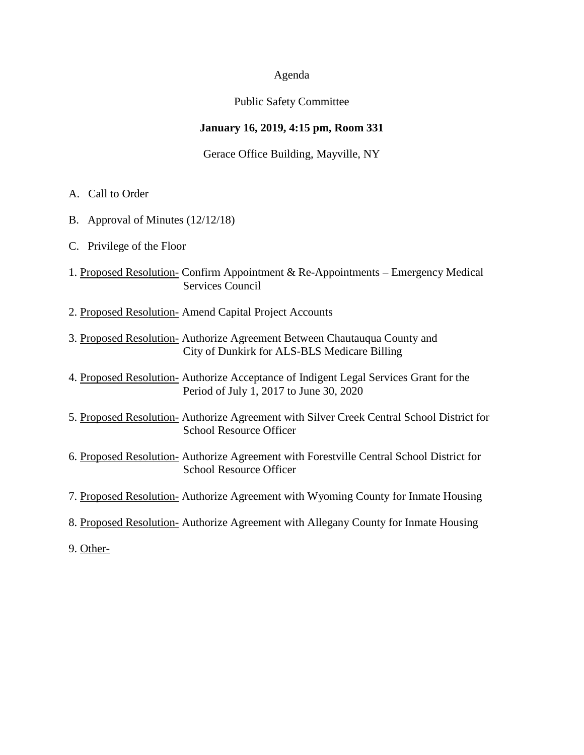Agenda

Public Safety Committee

**January 16, 2019, 4:15 pm, Room 331**

Gerace Office Building, Mayville, NY

A. Call to Order

B. Approval of Minutes (12/12/18)

C. Privilege of the Floor

1. Proposed Resolution- Confirm Appointment & Re-Appointments – Emergency Medical Services Council

2. Proposed Resolution- Amend Capital Project Accounts

3. Proposed Resolution- Authorize Agreement Between Chautauqua County and City of Dunkirk for ALS-BLS Medicare Billing

4. Proposed Resolution- Authorize Acceptance of Indigent Legal Services Grant for the Period of July 1, 2017 to June 30, 2020

5. Proposed Resolution- Authorize Agreement with Silver Creek Central School District for School Resource Officer

6. Proposed Resolution- Authorize Agreement with Forestville Central School District for School Resource Officer

7. Proposed Resolution- Authorize Agreement with Wyoming County for Inmate Housing

8. Proposed Resolution- Authorize Agreement with Allegany County for Inmate Housing

9. Other-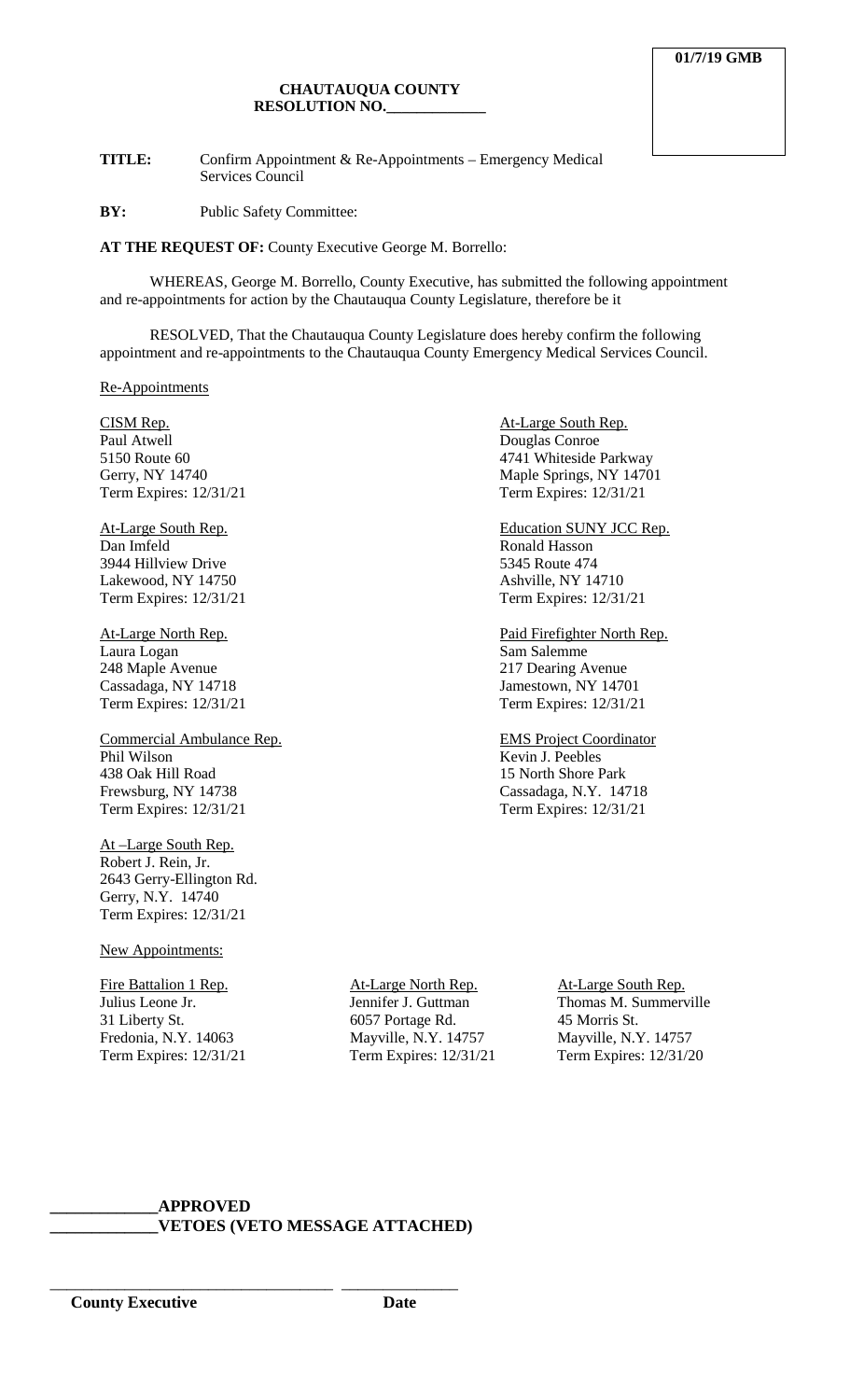**01/7/19 GMB**

**CHAUTAUQUA COUNTY**
**RESOLUTION NO.\_\_\_\_\_\_\_\_\_\_\_\_\_**

**TITLE:** Confirm Appointment & Re-Appointments – Emergency Medical Services Council

**BY:** Public Safety Committee:

**AT THE REQUEST OF:** County Executive George M. Borrello:

WHEREAS, George M. Borrello, County Executive, has submitted the following appointment and re-appointments for action by the Chautauqua County Legislature, therefore be it

RESOLVED, That the Chautauqua County Legislature does hereby confirm the following appointment and re-appointments to the Chautauqua County Emergency Medical Services Council.

Re-Appointments

CISM Rep.
Paul Atwell
5150 Route 60
Gerry, NY 14740
Term Expires: 12/31/21

At-Large South Rep.
Douglas Conroe
4741 Whiteside Parkway
Maple Springs, NY 14701
Term Expires: 12/31/21

At-Large South Rep.
Dan Imfeld
3944 Hillview Drive
Lakewood, NY 14750
Term Expires: 12/31/21

Education SUNY JCC Rep.
Ronald Hasson
5345 Route 474
Ashville, NY 14710
Term Expires: 12/31/21

At-Large North Rep.
Laura Logan
248 Maple Avenue
Cassadaga, NY 14718
Term Expires: 12/31/21

Paid Firefighter North Rep.
Sam Salemme
217 Dearing Avenue
Jamestown, NY 14701
Term Expires: 12/31/21

Commercial Ambulance Rep.
Phil Wilson
438 Oak Hill Road
Frewsburg, NY 14738
Term Expires: 12/31/21

EMS Project Coordinator
Kevin J. Peebles
15 North Shore Park
Cassadaga, N.Y. 14718
Term Expires: 12/31/21

At –Large South Rep.
Robert J. Rein, Jr.
2643 Gerry-Ellington Rd.
Gerry, N.Y. 14740
Term Expires: 12/31/21

New Appointments:

Fire Battalion 1 Rep.
Julius Leone Jr.
31 Liberty St.
Fredonia, N.Y. 14063
Term Expires: 12/31/21

At-Large North Rep.
Jennifer J. Guttman
6057 Portage Rd.
Mayville, N.Y. 14757
Term Expires: 12/31/21

At-Large South Rep.
Thomas M. Summerville
45 Morris St.
Mayville, N.Y. 14757
Term Expires: 12/31/20

\_\_\_\_\_\_\_\_\_\_\_\_\_**APPROVED**
\_\_\_\_\_\_\_\_\_\_\_\_\_**VETOES (VETO MESSAGE ATTACHED)**

\_\_\_\_\_\_\_\_\_\_\_\_\_\_\_\_\_\_\_\_\_\_\_\_\_\_\_\_\_\_\_\_\_\_ \_\_\_\_\_\_\_\_\_\_\_\_\_\_
**County Executive** **Date**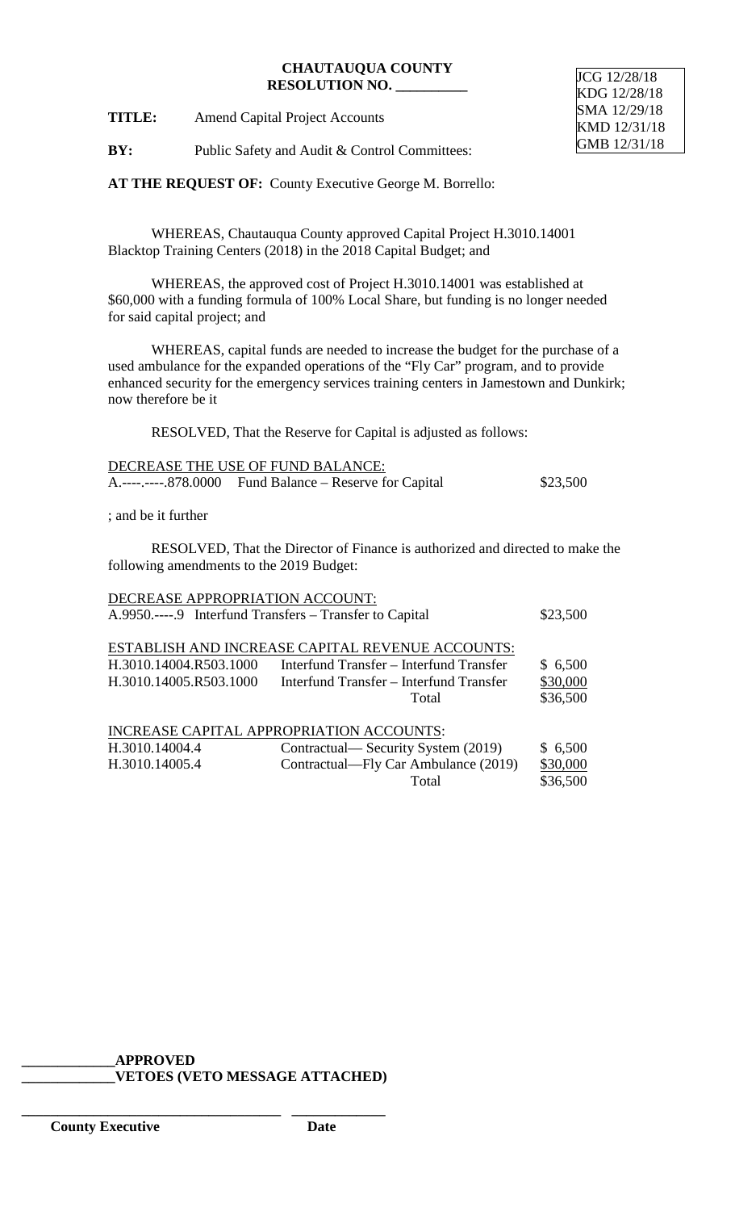**CHAUTAUQUA COUNTY**
**RESOLUTION NO. __________**

JCG 12/28/18
KDG 12/28/18
SMA 12/29/18
KMD 12/31/18
GMB 12/31/18

**TITLE:** Amend Capital Project Accounts

**BY:** Public Safety and Audit & Control Committees:

**AT THE REQUEST OF:** County Executive George M. Borrello:

WHEREAS, Chautauqua County approved Capital Project H.3010.14001 Blacktop Training Centers (2018) in the 2018 Capital Budget; and

WHEREAS, the approved cost of Project H.3010.14001 was established at $60,000 with a funding formula of 100% Local Share, but funding is no longer needed for said capital project; and

WHEREAS, capital funds are needed to increase the budget for the purchase of a used ambulance for the expanded operations of the "Fly Car" program, and to provide enhanced security for the emergency services training centers in Jamestown and Dunkirk; now therefore be it

RESOLVED, That the Reserve for Capital is adjusted as follows:

DECREASE THE USE OF FUND BALANCE:

| | | |
|---|---|---|
| A.----.-----.878.0000 | Fund Balance – Reserve for Capital | $23,500 |

; and be it further

RESOLVED, That the Director of Finance is authorized and directed to make the following amendments to the 2019 Budget:

DECREASE APPROPRIATION ACCOUNT:

| | | |
|---|---|---|
| A.9950.----.9 | Interfund Transfers – Transfer to Capital | $23,500 |

ESTABLISH AND INCREASE CAPITAL REVENUE ACCOUNTS:

| | | |
|---|---|---|
| H.3010.14004.R503.1000 | Interfund Transfer – Interfund Transfer | $ 6,500 |
| H.3010.14005.R503.1000 | Interfund Transfer – Interfund Transfer | $30,000 |
| | Total | $36,500 |

INCREASE CAPITAL APPROPRIATION ACCOUNTS:

| | | |
|---|---|---|
| H.3010.14004.4 | Contractual— Security System (2019) | $ 6,500 |
| H.3010.14005.4 | Contractual—Fly Car Ambulance (2019) | $30,000 |
| | Total | $36,500 |

**_____________APPROVED**
**_____________VETOES (VETO MESSAGE ATTACHED)**

**___________________________________ _____________**
**County Executive Date**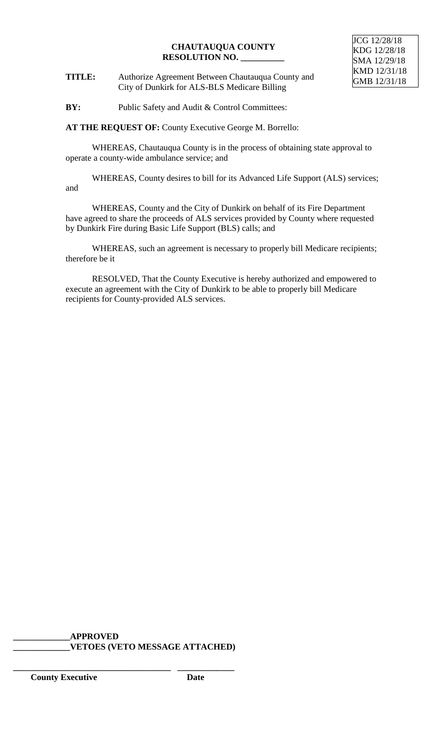JCG 12/28/18
KDG 12/28/18
SMA 12/29/18
KMD 12/31/18
GMB 12/31/18

**CHAUTAUQUA COUNTY**
**RESOLUTION NO. __________**

**TITLE:** Authorize Agreement Between Chautauqua County and City of Dunkirk for ALS-BLS Medicare Billing

**BY:** Public Safety and Audit & Control Committees:

**AT THE REQUEST OF:** County Executive George M. Borrello:

WHEREAS, Chautauqua County is in the process of obtaining state approval to operate a county-wide ambulance service; and

WHEREAS, County desires to bill for its Advanced Life Support (ALS) services; and

WHEREAS, County and the City of Dunkirk on behalf of its Fire Department have agreed to share the proceeds of ALS services provided by County where requested by Dunkirk Fire during Basic Life Support (BLS) calls; and

WHEREAS, such an agreement is necessary to properly bill Medicare recipients; therefore be it

RESOLVED, That the County Executive is hereby authorized and empowered to execute an agreement with the City of Dunkirk to be able to properly bill Medicare recipients for County-provided ALS services.

**_____________APPROVED**
**_____________VETOES (VETO MESSAGE ATTACHED)**

**____________________________________ _____________**
**County Executive Date**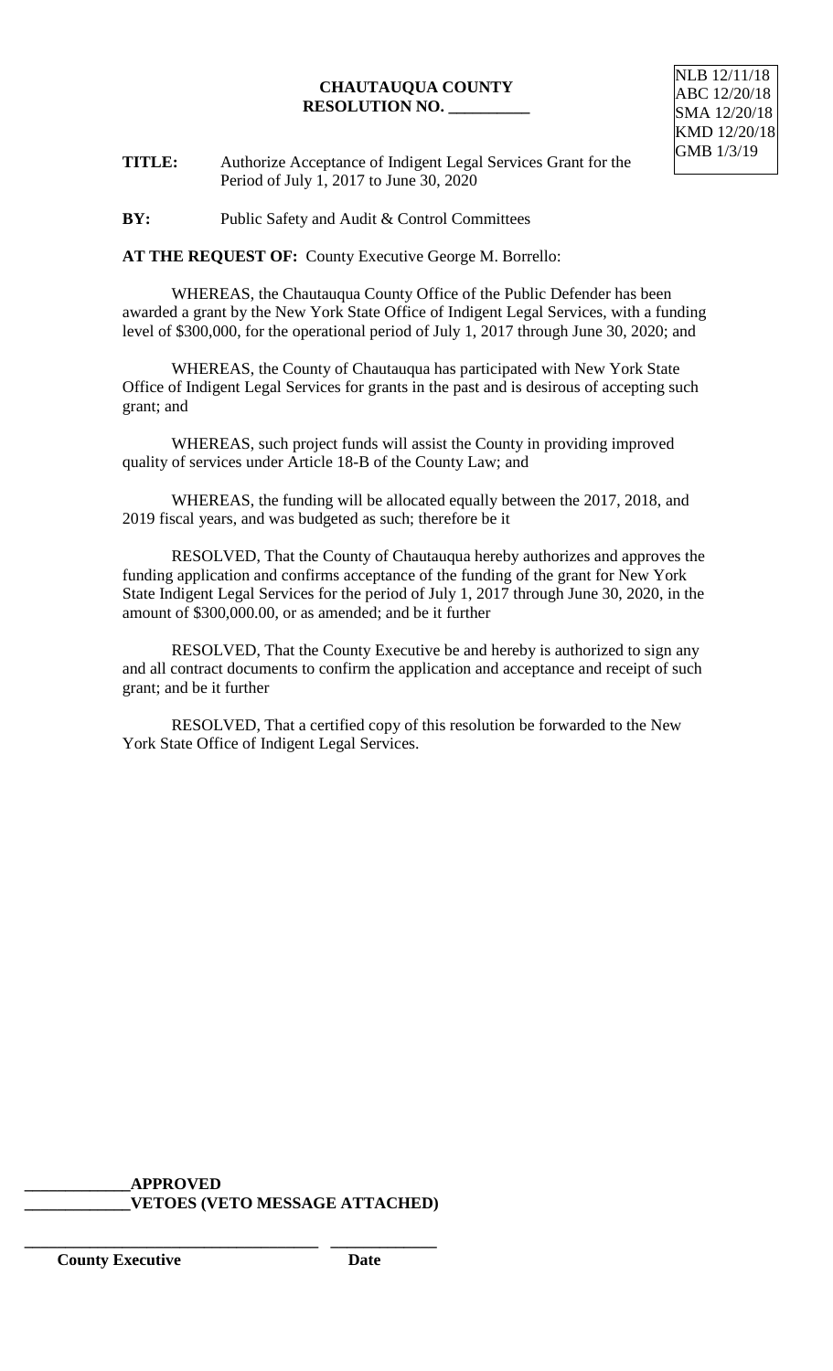NLB 12/11/18
ABC 12/20/18
SMA 12/20/18
KMD 12/20/18
GMB 1/3/19

**CHAUTAUQUA COUNTY**
**RESOLUTION NO. \_\_\_\_\_\_\_\_\_\_**

**TITLE:** Authorize Acceptance of Indigent Legal Services Grant for the Period of July 1, 2017 to June 30, 2020

**BY:** Public Safety and Audit & Control Committees

**AT THE REQUEST OF:** County Executive George M. Borrello:

WHEREAS, the Chautauqua County Office of the Public Defender has been awarded a grant by the New York State Office of Indigent Legal Services, with a funding level of $300,000, for the operational period of July 1, 2017 through June 30, 2020; and

WHEREAS, the County of Chautauqua has participated with New York State Office of Indigent Legal Services for grants in the past and is desirous of accepting such grant; and

WHEREAS, such project funds will assist the County in providing improved quality of services under Article 18-B of the County Law; and

WHEREAS, the funding will be allocated equally between the 2017, 2018, and 2019 fiscal years, and was budgeted as such; therefore be it

RESOLVED, That the County of Chautauqua hereby authorizes and approves the funding application and confirms acceptance of the funding of the grant for New York State Indigent Legal Services for the period of July 1, 2017 through June 30, 2020, in the amount of $300,000.00, or as amended; and be it further

RESOLVED, That the County Executive be and hereby is authorized to sign any and all contract documents to confirm the application and acceptance and receipt of such grant; and be it further

RESOLVED, That a certified copy of this resolution be forwarded to the New York State Office of Indigent Legal Services.

\_\_\_\_\_\_\_\_\_\_\_\_\_**APPROVED**
\_\_\_\_\_\_\_\_\_\_\_\_\_**VETOES (VETO MESSAGE ATTACHED)**

\_\_\_\_\_\_\_\_\_\_\_\_\_\_\_\_\_\_\_\_\_\_\_\_\_\_\_\_\_\_\_\_\_\_\_\_ \_\_\_\_\_\_\_\_\_\_\_\_\_
**County Executive** **Date**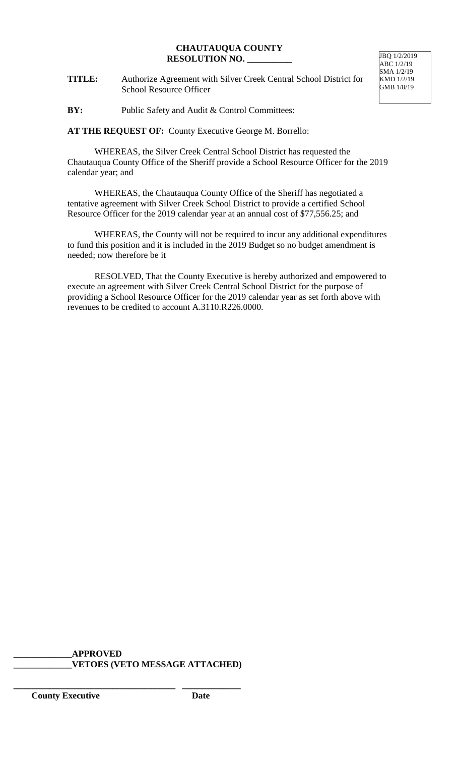**CHAUTAUQUA COUNTY**
**RESOLUTION NO. __________**

JBQ 1/2/2019
ABC 1/2/19
SMA 1/2/19
KMD 1/2/19
GMB 1/8/19

**TITLE:** Authorize Agreement with Silver Creek Central School District for School Resource Officer

**BY:** Public Safety and Audit & Control Committees:

**AT THE REQUEST OF:** County Executive George M. Borrello:

WHEREAS, the Silver Creek Central School District has requested the Chautauqua County Office of the Sheriff provide a School Resource Officer for the 2019 calendar year; and

WHEREAS, the Chautauqua County Office of the Sheriff has negotiated a tentative agreement with Silver Creek School District to provide a certified School Resource Officer for the 2019 calendar year at an annual cost of $77,556.25; and

WHEREAS, the County will not be required to incur any additional expenditures to fund this position and it is included in the 2019 Budget so no budget amendment is needed; now therefore be it

RESOLVED, That the County Executive is hereby authorized and empowered to execute an agreement with Silver Creek Central School District for the purpose of providing a School Resource Officer for the 2019 calendar year as set forth above with revenues to be credited to account A.3110.R226.0000.

_____________**APPROVED**
_____________**VETOES (VETO MESSAGE ATTACHED)**

_____________________________________ _____________
**County Executive** **Date**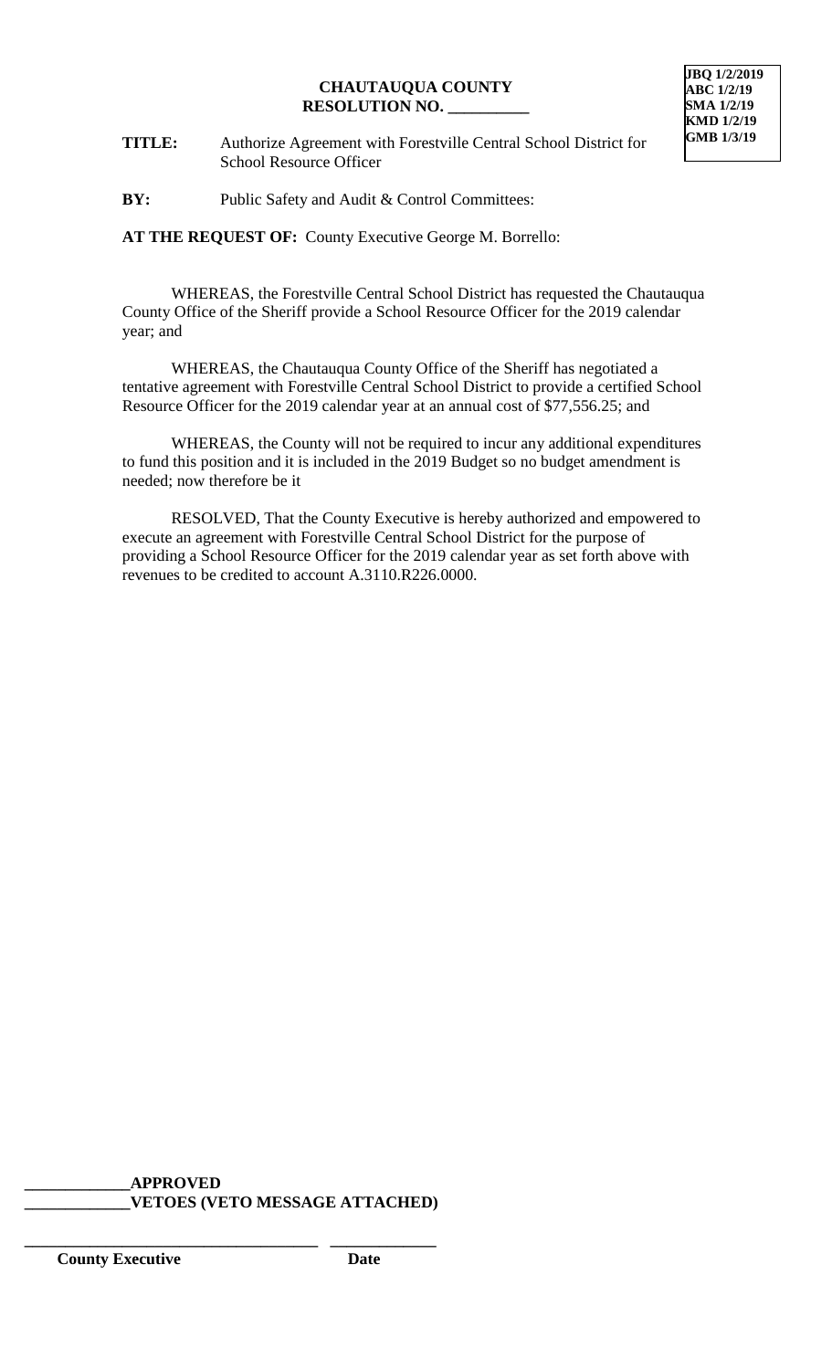**JBQ 1/2/2019**
**ABC 1/2/19**
**SMA 1/2/19**
**KMD 1/2/19**
**GMB 1/3/19**

**CHAUTAUQUA COUNTY**
**RESOLUTION NO. \_\_\_\_\_\_\_\_\_\_**

**TITLE:** Authorize Agreement with Forestville Central School District for School Resource Officer

**BY:** Public Safety and Audit & Control Committees:

**AT THE REQUEST OF:** County Executive George M. Borrello:

WHEREAS, the Forestville Central School District has requested the Chautauqua County Office of the Sheriff provide a School Resource Officer for the 2019 calendar year; and

WHEREAS, the Chautauqua County Office of the Sheriff has negotiated a tentative agreement with Forestville Central School District to provide a certified School Resource Officer for the 2019 calendar year at an annual cost of $77,556.25; and

WHEREAS, the County will not be required to incur any additional expenditures to fund this position and it is included in the 2019 Budget so no budget amendment is needed; now therefore be it

RESOLVED, That the County Executive is hereby authorized and empowered to execute an agreement with Forestville Central School District for the purpose of providing a School Resource Officer for the 2019 calendar year as set forth above with revenues to be credited to account A.3110.R226.0000.

\_\_\_\_\_\_\_\_\_\_\_\_\_**APPROVED**
\_\_\_\_\_\_\_\_\_\_\_\_\_**VETOES (VETO MESSAGE ATTACHED)**

\_\_\_\_\_\_\_\_\_\_\_\_\_\_\_\_\_\_\_\_\_\_\_\_\_\_\_\_\_\_\_\_\_\_\_\_\_ \_\_\_\_\_\_\_\_\_\_\_\_\_
**County Executive** **Date**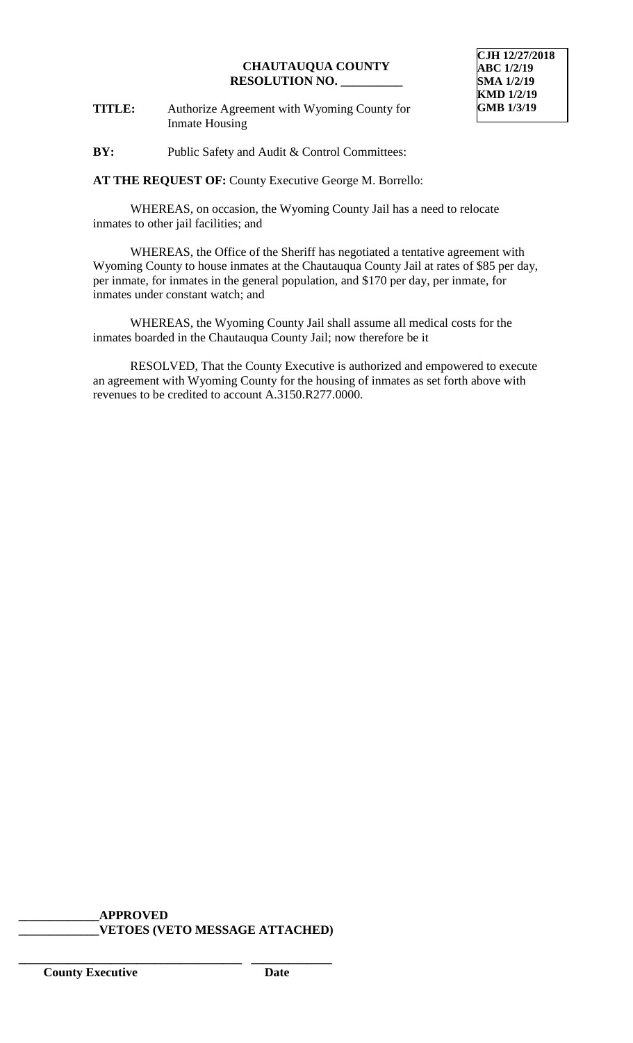**CJH 12/27/2018**
**ABC 1/2/19**
**SMA 1/2/19**
**KMD 1/2/19**
**GMB 1/3/19**

**CHAUTAUQUA COUNTY**
**RESOLUTION NO. __________**

**TITLE:** Authorize Agreement with Wyoming County for Inmate Housing

**BY:** Public Safety and Audit & Control Committees:

**AT THE REQUEST OF:** County Executive George M. Borrello:

WHEREAS, on occasion, the Wyoming County Jail has a need to relocate inmates to other jail facilities; and

WHEREAS, the Office of the Sheriff has negotiated a tentative agreement with Wyoming County to house inmates at the Chautauqua County Jail at rates of $85 per day, per inmate, for inmates in the general population, and $170 per day, per inmate, for inmates under constant watch; and

WHEREAS, the Wyoming County Jail shall assume all medical costs for the inmates boarded in the Chautauqua County Jail; now therefore be it

RESOLVED, That the County Executive is authorized and empowered to execute an agreement with Wyoming County for the housing of inmates as set forth above with revenues to be credited to account A.3150.R277.0000.

**_____________APPROVED**
**_____________VETOES (VETO MESSAGE ATTACHED)**

**___________________________________ _____________**
**County Executive Date**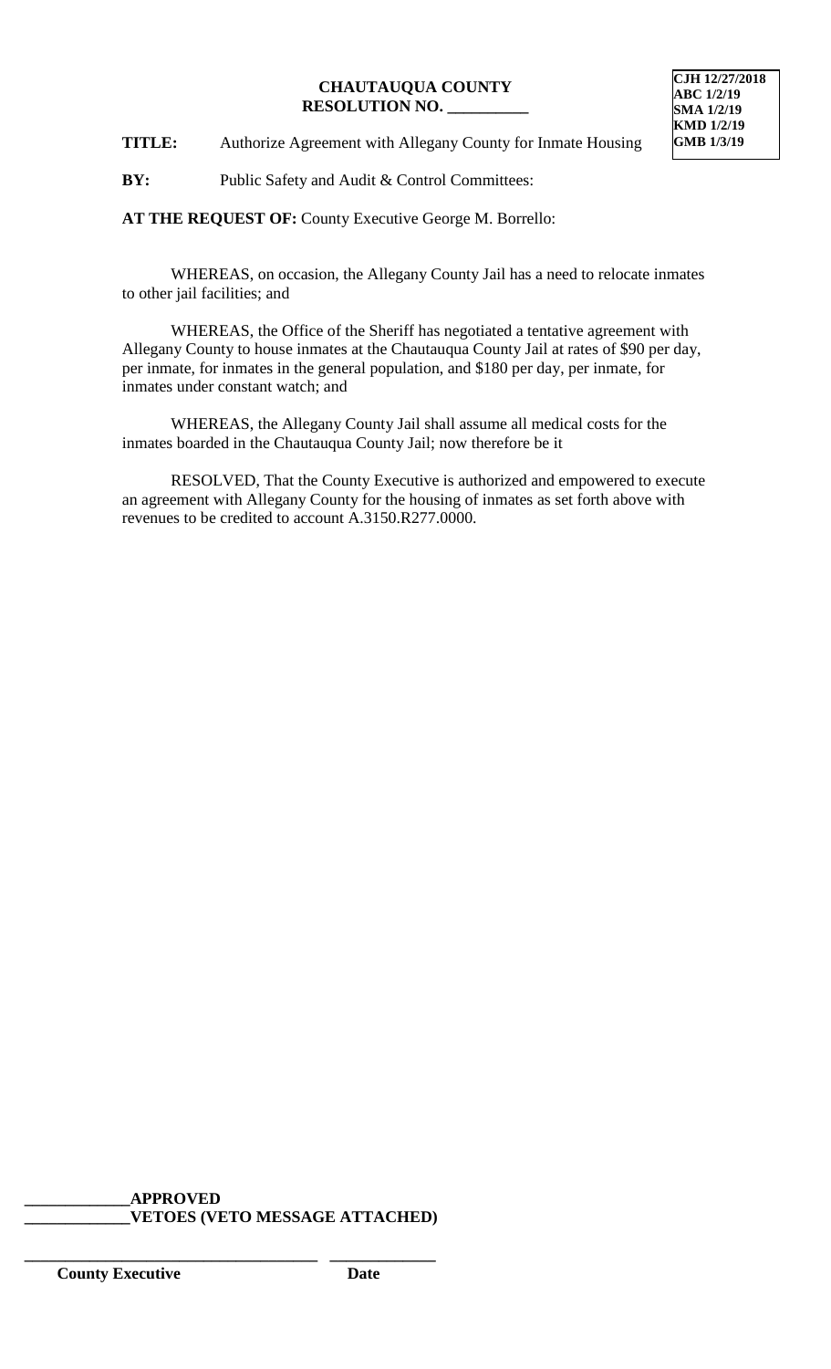**CHAUTAUQUA COUNTY**
**RESOLUTION NO. __________**

**CJH 12/27/2018**
**ABC 1/2/19**
**SMA 1/2/19**
**KMD 1/2/19**
**GMB 1/3/19**

**TITLE:** Authorize Agreement with Allegany County for Inmate Housing

**BY:** Public Safety and Audit & Control Committees:

**AT THE REQUEST OF:** County Executive George M. Borrello:

WHEREAS, on occasion, the Allegany County Jail has a need to relocate inmates to other jail facilities; and

WHEREAS, the Office of the Sheriff has negotiated a tentative agreement with Allegany County to house inmates at the Chautauqua County Jail at rates of $90 per day, per inmate, for inmates in the general population, and $180 per day, per inmate, for inmates under constant watch; and

WHEREAS, the Allegany County Jail shall assume all medical costs for the inmates boarded in the Chautauqua County Jail; now therefore be it

RESOLVED, That the County Executive is authorized and empowered to execute an agreement with Allegany County for the housing of inmates as set forth above with revenues to be credited to account A.3150.R277.0000.

**_____________APPROVED**
**_____________VETOES (VETO MESSAGE ATTACHED)**

**___________________________________ _____________**
**County Executive Date**